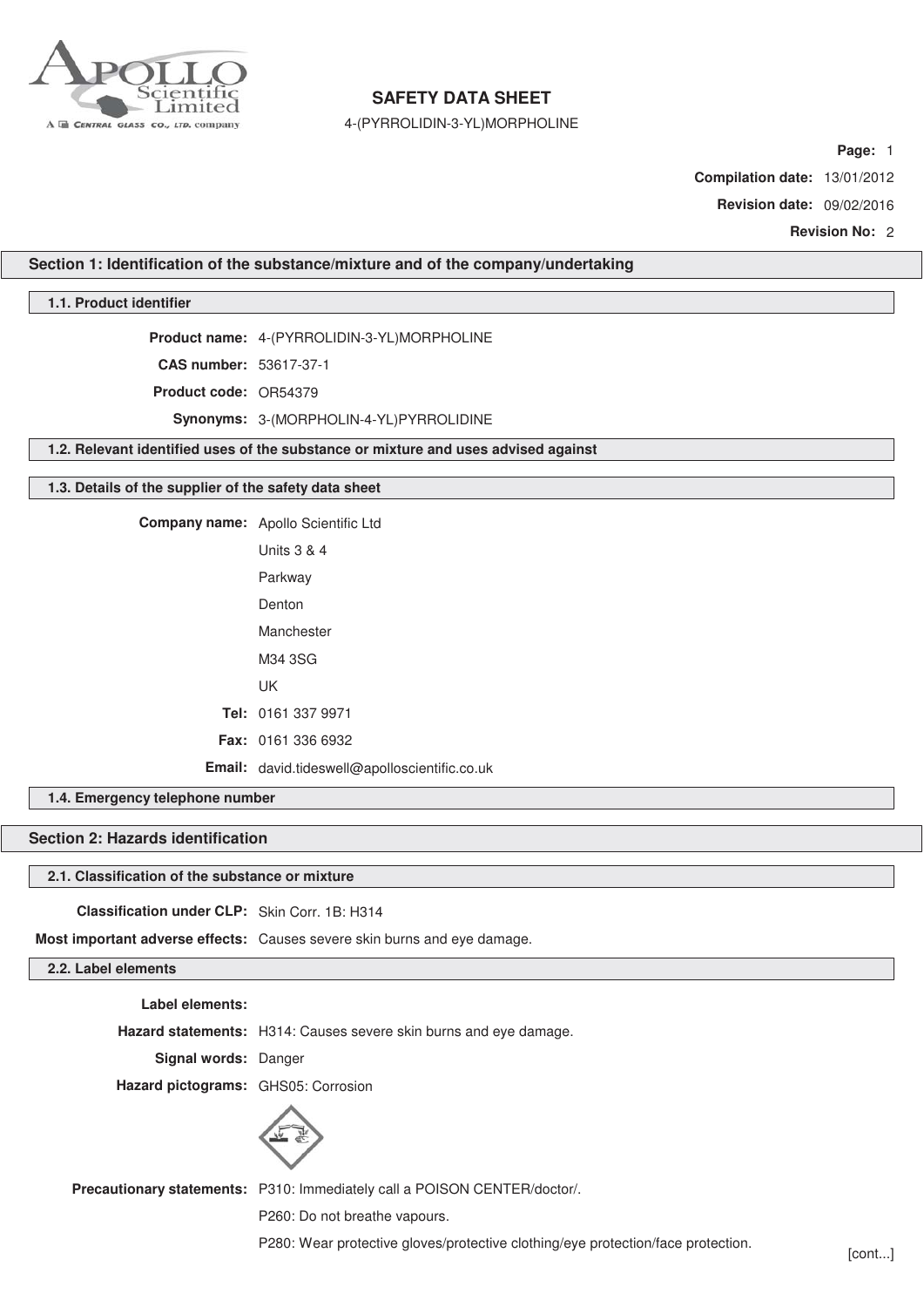# SAFETY DATA SHEET

4-(PYRROLIDIN-3-YL)MORPHOLINE

**Compilation date:** 13/01/2012

**Revision date:** 09/02/2016

**Revision No:** 2

## Section 1: Identification of the substance/mixture and of the company/undertaking

### 1.1. Product identifier

**Product name:** 4-(PYRROLIDIN-3-YL)MORPHOLINE

**CAS number:** 53617-37-1

**Product code:** OR54379

**Synonyms:** 3-(MORPHOLIN-4-YL)PYRROLIDINE

### 1.2. Relevant identified uses of the substance or mixture and uses advised against

### 1.3. Details of the supplier of the safety data sheet

**Company name:** Apollo Scientific Ltd

Units 3 & 4

Parkway

Denton

Manchester

M34 3SG

UK

**Tel:** 0161 337 9971

**Fax:** 0161 336 6932

**Email:** david.tideswell@apolloscientific.co.uk

### 1.4. Emergency telephone number

## Section 2: Hazards identification

### 2.1. Classification of the substance or mixture

**Classification under CLP:** Skin Corr. 1B: H314

**Most important adverse effects:** Causes severe skin burns and eye damage.

### 2.2. Label elements

**Label elements:**

**Hazard statements:** H314: Causes severe skin burns and eye damage.

**Signal words:** Danger

**Hazard pictograms:** GHS05: Corrosion

**Precautionary statements:** P310: Immediately call a POISON CENTER/doctor/.

P260: Do not breathe vapours.

P280: Wear protective gloves/protective clothing/eye protection/face protection.

[cont...]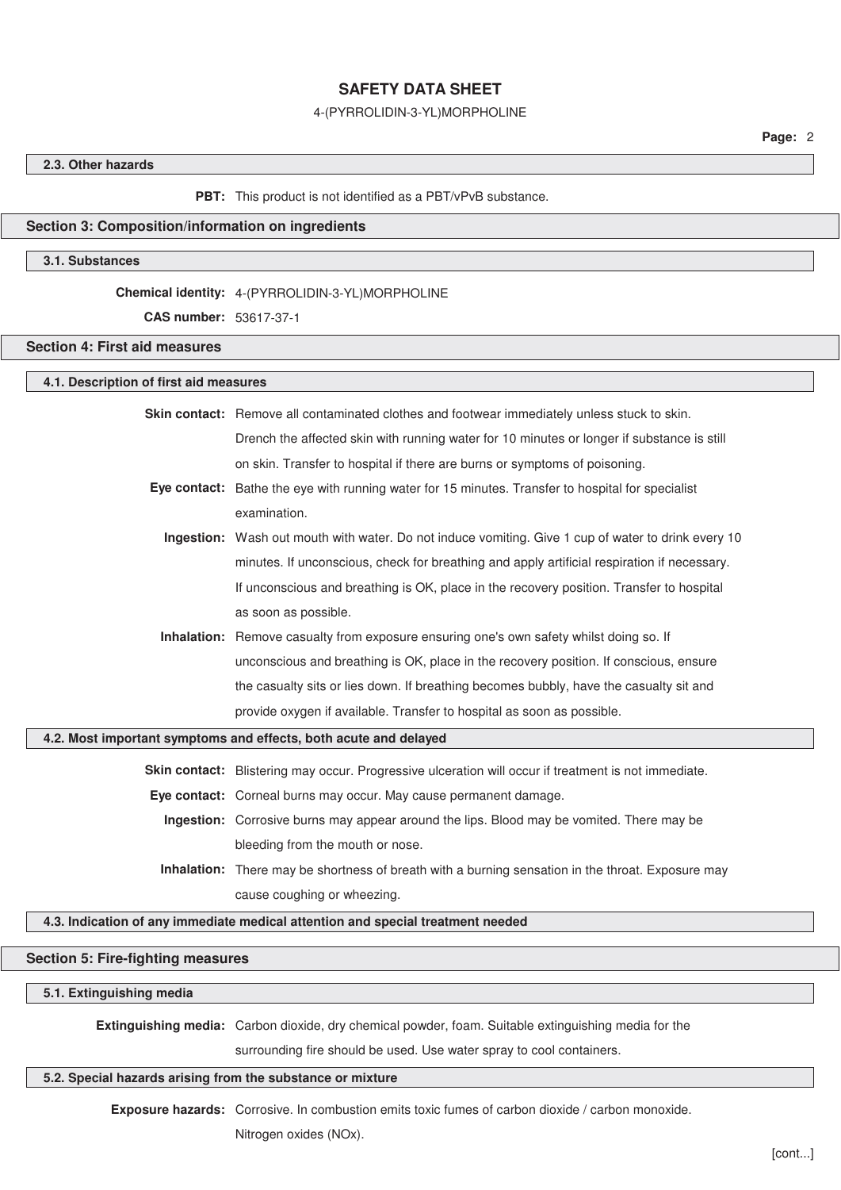### 2.3. Other hazards

**PBT:** This product is not identified as a PBT/vPvB substance.

## Section 3: Composition/information on ingredients

### 3.1. Substances

**Chemical identity:** 4-(PYRROLIDIN-3-YL)MORPHOLINE

**CAS number:** 53617-37-1

## Section 4: First aid measures

### 4.1. Description of first aid measures

**Skin contact:** Remove all contaminated clothes and footwear immediately unless stuck to skin. Drench the affected skin with running water for 10 minutes or longer if substance is still on skin. Transfer to hospital if there are burns or symptoms of poisoning.

**Eye contact:** Bathe the eye with running water for 15 minutes. Transfer to hospital for specialist examination.

**Ingestion:** Wash out mouth with water. Do not induce vomiting. Give 1 cup of water to drink every 10 minutes. If unconscious, check for breathing and apply artificial respiration if necessary. If unconscious and breathing is OK, place in the recovery position. Transfer to hospital as soon as possible.

**Inhalation:** Remove casualty from exposure ensuring one's own safety whilst doing so. If unconscious and breathing is OK, place in the recovery position. If conscious, ensure the casualty sits or lies down. If breathing becomes bubbly, have the casualty sit and provide oxygen if available. Transfer to hospital as soon as possible.

### 4.2. Most important symptoms and effects, both acute and delayed

**Skin contact:** Blistering may occur. Progressive ulceration will occur if treatment is not immediate.

**Eye contact:** Corneal burns may occur. May cause permanent damage.

**Ingestion:** Corrosive burns may appear around the lips. Blood may be vomited. There may be bleeding from the mouth or nose.

**Inhalation:** There may be shortness of breath with a burning sensation in the throat. Exposure may cause coughing or wheezing.

### 4.3. Indication of any immediate medical attention and special treatment needed

## Section 5: Fire-fighting measures

### 5.1. Extinguishing media

**Extinguishing media:** Carbon dioxide, dry chemical powder, foam. Suitable extinguishing media for the surrounding fire should be used. Use water spray to cool containers.

### 5.2. Special hazards arising from the substance or mixture

**Exposure hazards:** Corrosive. In combustion emits toxic fumes of carbon dioxide / carbon monoxide. Nitrogen oxides (NOx).

[cont...]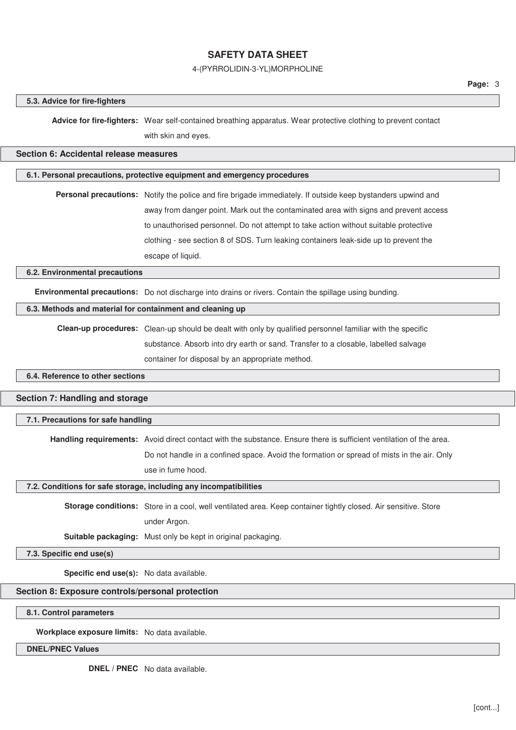### 5.3. Advice for fire-fighters

**Advice for fire-fighters:** Wear self-contained breathing apparatus. Wear protective clothing to prevent contact with skin and eyes.

## Section 6: Accidental release measures

### 6.1. Personal precautions, protective equipment and emergency procedures

**Personal precautions:** Notify the police and fire brigade immediately. If outside keep bystanders upwind and away from danger point. Mark out the contaminated area with signs and prevent access to unauthorised personnel. Do not attempt to take action without suitable protective clothing - see section 8 of SDS. Turn leaking containers leak-side up to prevent the escape of liquid.

### 6.2. Environmental precautions

**Environmental precautions:** Do not discharge into drains or rivers. Contain the spillage using bunding.

### 6.3. Methods and material for containment and cleaning up

**Clean-up procedures:** Clean-up should be dealt with only by qualified personnel familiar with the specific substance. Absorb into dry earth or sand. Transfer to a closable, labelled salvage container for disposal by an appropriate method.

### 6.4. Reference to other sections

## Section 7: Handling and storage

### 7.1. Precautions for safe handling

**Handling requirements:** Avoid direct contact with the substance. Ensure there is sufficient ventilation of the area. Do not handle in a confined space. Avoid the formation or spread of mists in the air. Only use in fume hood.

### 7.2. Conditions for safe storage, including any incompatibilities

**Storage conditions:** Store in a cool, well ventilated area. Keep container tightly closed. Air sensitive. Store under Argon.

**Suitable packaging:** Must only be kept in original packaging.

### 7.3. Specific end use(s)

**Specific end use(s):** No data available.

## Section 8: Exposure controls/personal protection

### 8.1. Control parameters

**Workplace exposure limits:** No data available.

### DNEL/PNEC Values

**DNEL / PNEC** No data available.

[cont...]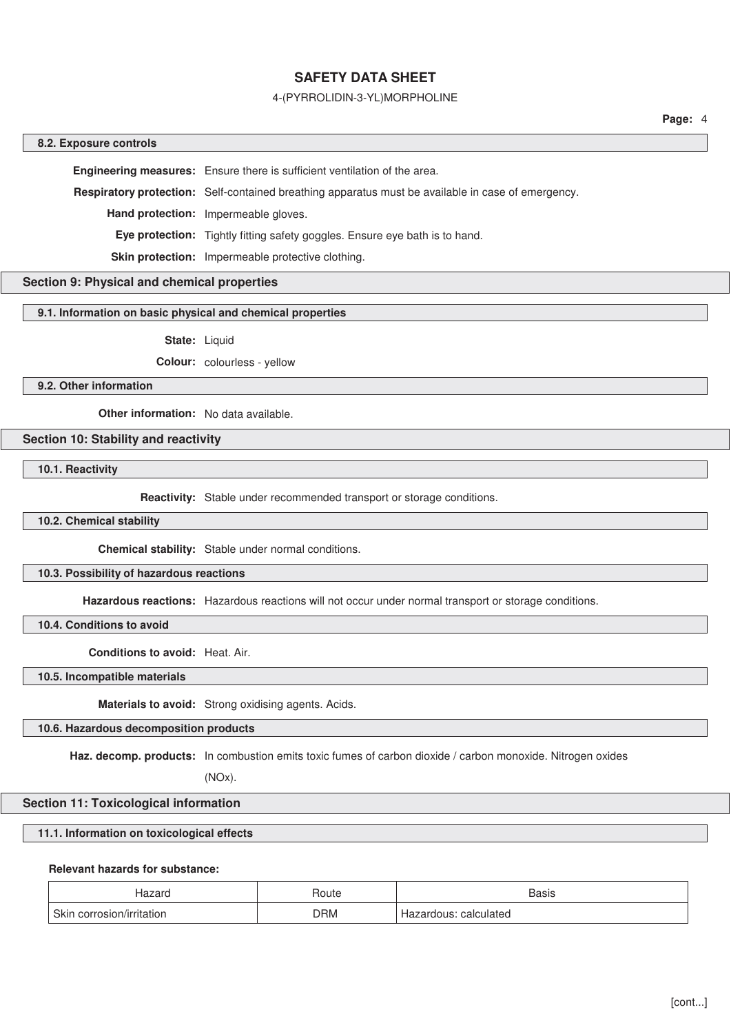### 8.2. Exposure controls

**Engineering measures:** Ensure there is sufficient ventilation of the area.

**Respiratory protection:** Self-contained breathing apparatus must be available in case of emergency.

**Hand protection:** Impermeable gloves.

**Eye protection:** Tightly fitting safety goggles. Ensure eye bath is to hand.

**Skin protection:** Impermeable protective clothing.

## Section 9: Physical and chemical properties

### 9.1. Information on basic physical and chemical properties

**State:** Liquid

**Colour:** colourless - yellow

### 9.2. Other information

**Other information:** No data available.

## Section 10: Stability and reactivity

### 10.1. Reactivity

**Reactivity:** Stable under recommended transport or storage conditions.

### 10.2. Chemical stability

**Chemical stability:** Stable under normal conditions.

### 10.3. Possibility of hazardous reactions

**Hazardous reactions:** Hazardous reactions will not occur under normal transport or storage conditions.

### 10.4. Conditions to avoid

**Conditions to avoid:** Heat. Air.

### 10.5. Incompatible materials

**Materials to avoid:** Strong oxidising agents. Acids.

### 10.6. Hazardous decomposition products

**Haz. decomp. products:** In combustion emits toxic fumes of carbon dioxide / carbon monoxide. Nitrogen oxides (NOx).

## Section 11: Toxicological information

### 11.1. Information on toxicological effects

**Relevant hazards for substance:**

| Hazard | Route | Basis |
|---|---|---|
| Skin corrosion/irritation | DRM | Hazardous: calculated |

[cont...]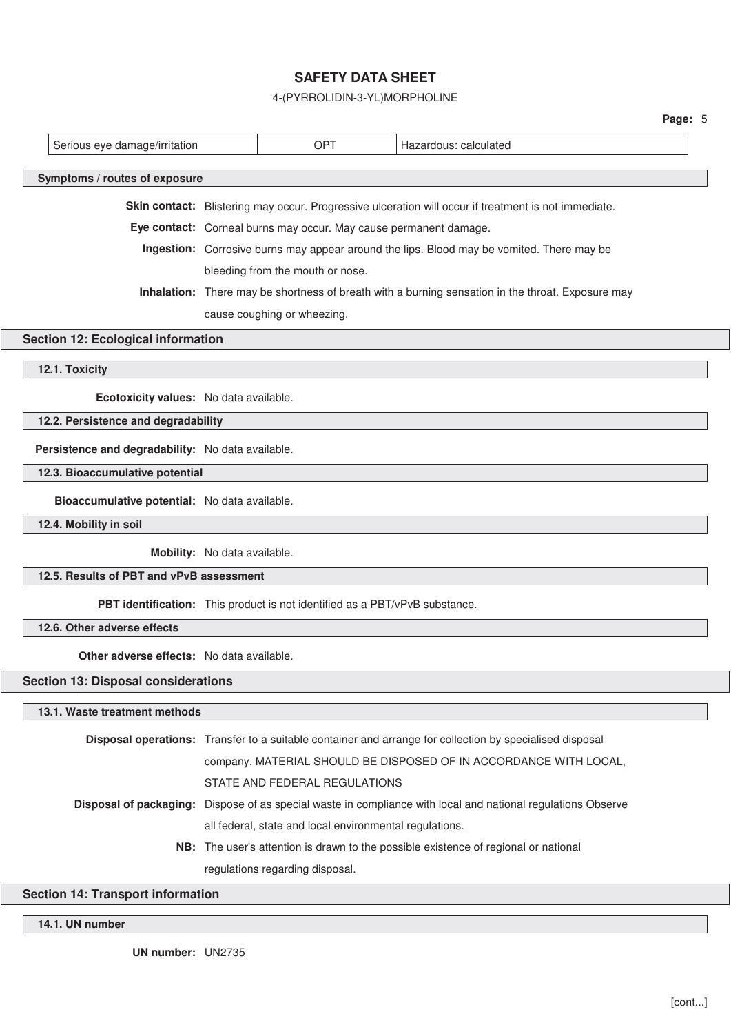| Serious eye damage/irritation | OPT | Hazardous: calculated |
|---|---|---|

### Symptoms / routes of exposure

**Skin contact:** Blistering may occur. Progressive ulceration will occur if treatment is not immediate.

**Eye contact:** Corneal burns may occur. May cause permanent damage.

**Ingestion:** Corrosive burns may appear around the lips. Blood may be vomited. There may be bleeding from the mouth or nose.

**Inhalation:** There may be shortness of breath with a burning sensation in the throat. Exposure may cause coughing or wheezing.

## Section 12: Ecological information

### 12.1. Toxicity

**Ecotoxicity values:** No data available.

### 12.2. Persistence and degradability

**Persistence and degradability:** No data available.

### 12.3. Bioaccumulative potential

**Bioaccumulative potential:** No data available.

### 12.4. Mobility in soil

**Mobility:** No data available.

### 12.5. Results of PBT and vPvB assessment

**PBT identification:** This product is not identified as a PBT/vPvB substance.

### 12.6. Other adverse effects

**Other adverse effects:** No data available.

## Section 13: Disposal considerations

### 13.1. Waste treatment methods

**Disposal operations:** Transfer to a suitable container and arrange for collection by specialised disposal company. MATERIAL SHOULD BE DISPOSED OF IN ACCORDANCE WITH LOCAL, STATE AND FEDERAL REGULATIONS

**Disposal of packaging:** Dispose of as special waste in compliance with local and national regulations Observe all federal, state and local environmental regulations.

**NB:** The user's attention is drawn to the possible existence of regional or national regulations regarding disposal.

## Section 14: Transport information

### 14.1. UN number

**UN number:** UN2735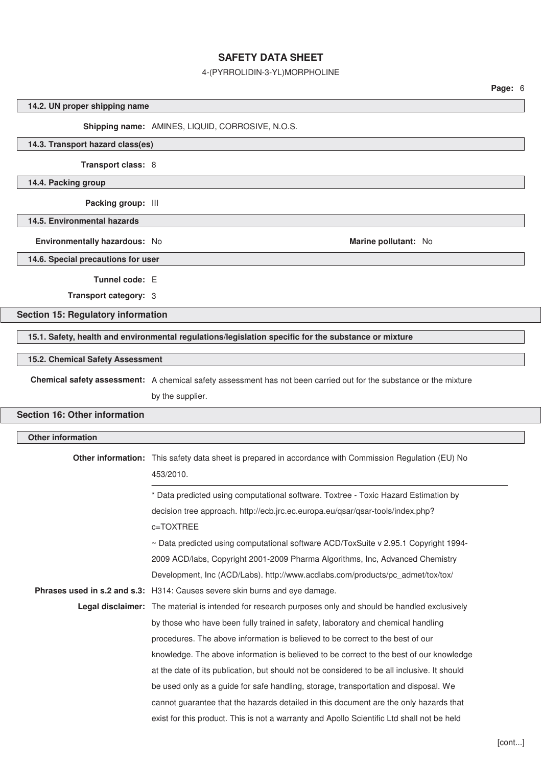#### 14.2. UN proper shipping name

**Shipping name:** AMINES, LIQUID, CORROSIVE, N.O.S.

#### 14.3. Transport hazard class(es)

**Transport class:** 8

#### 14.4. Packing group

**Packing group:** III

#### 14.5. Environmental hazards

**Environmentally hazardous:** No

**Marine pollutant:** No

#### 14.6. Special precautions for user

**Tunnel code:** E

**Transport category:** 3

## Section 15: Regulatory information

#### 15.1. Safety, health and environmental regulations/legislation specific for the substance or mixture

#### 15.2. Chemical Safety Assessment

**Chemical safety assessment:** A chemical safety assessment has not been carried out for the substance or the mixture by the supplier.

## Section 16: Other information

#### Other information

**Other information:** This safety data sheet is prepared in accordance with Commission Regulation (EU) No 453/2010.

* Data predicted using computational software. Toxtree - Toxic Hazard Estimation by decision tree approach. http://ecb.jrc.ec.europa.eu/qsar/qsar-tools/index.php?c=TOXTREE

~ Data predicted using computational software ACD/ToxSuite v 2.95.1 Copyright 1994-2009 ACD/labs, Copyright 2001-2009 Pharma Algorithms, Inc, Advanced Chemistry Development, Inc (ACD/Labs). http://www.acdlabs.com/products/pc_admet/tox/tox/

**Phrases used in s.2 and s.3:** H314: Causes severe skin burns and eye damage.

**Legal disclaimer:** The material is intended for research purposes only and should be handled exclusively by those who have been fully trained in safety, laboratory and chemical handling procedures. The above information is believed to be correct to the best of our knowledge. The above information is believed to be correct to the best of our knowledge at the date of its publication, but should not be considered to be all inclusive. It should be used only as a guide for safe handling, storage, transportation and disposal. We cannot guarantee that the hazards detailed in this document are the only hazards that exist for this product. This is not a warranty and Apollo Scientific Ltd shall not be held

[cont...]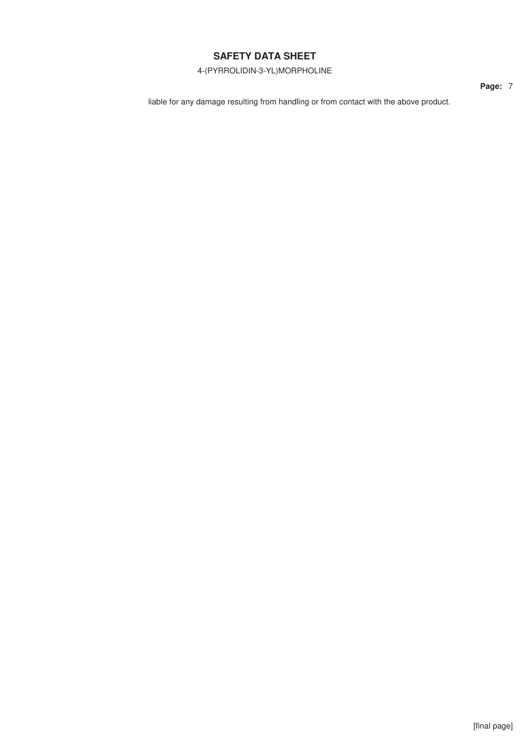liable for any damage resulting from handling or from contact with the above product.

[final page]